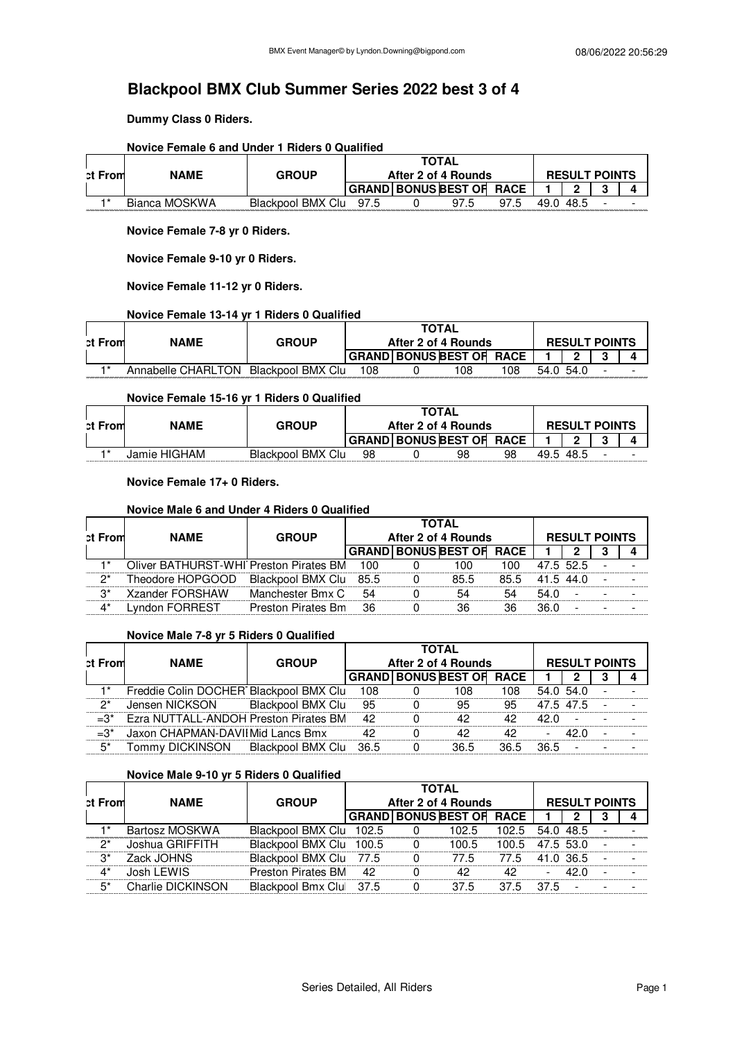# Blackpool BMX Club Summer Series 2022 best 3 of 4

**Dummy Class 0 Riders.**

**Novice Female 6 and Under 1 Riders 0 Qualified**

| ct From | NAME | GROUP | TOTAL After 2 of 4 Rounds | | | | RESULT POINTS | | | |
|---|---|---|---|---|---|---|---|---|---|---|
| | | | GRAND | BONUS | BEST OF | RACE | 1 | 2 | 3 | 4 |
| 1* | Bianca MOSKWA | Blackpool BMX Clu | 97.5 | 0 | 97.5 | 97.5 | 49.0 | 48.5 | - | - |

**Novice Female 7-8 yr 0 Riders.**

**Novice Female 9-10 yr 0 Riders.**

**Novice Female 11-12 yr 0 Riders.**

**Novice Female 13-14 yr 1 Riders 0 Qualified**

| ct From | NAME | GROUP | TOTAL After 2 of 4 Rounds | | | | RESULT POINTS | | | |
|---|---|---|---|---|---|---|---|---|---|---|
| | | | GRAND | BONUS | BEST OF | RACE | 1 | 2 | 3 | 4 |
| 1* | Annabelle CHARLTON | Blackpool BMX Clu | 108 | 0 | 108 | 108 | 54.0 | 54.0 | - | - |

**Novice Female 15-16 yr 1 Riders 0 Qualified**

| ct From | NAME | GROUP | TOTAL After 2 of 4 Rounds | | | | RESULT POINTS | | | |
|---|---|---|---|---|---|---|---|---|---|---|
| | | | GRAND | BONUS | BEST OF | RACE | 1 | 2 | 3 | 4 |
| 1* | Jamie HIGHAM | Blackpool BMX Clu | 98 | 0 | 98 | 98 | 49.5 | 48.5 | - | - |

**Novice Female 17+ 0 Riders.**

**Novice Male 6 and Under 4 Riders 0 Qualified**

| ct From | NAME | GROUP | TOTAL After 2 of 4 Rounds | | | | RESULT POINTS | | | |
|---|---|---|---|---|---|---|---|---|---|---|
| | | | GRAND | BONUS | BEST OF | RACE | 1 | 2 | 3 | 4 |
| 1* | Oliver BATHURST-WHI | Preston Pirates BM | 100 | 0 | 100 | 100 | 47.5 | 52.5 | - | - |
| 2* | Theodore HOPGOOD | Blackpool BMX Clu | 85.5 | 0 | 85.5 | 85.5 | 41.5 | 44.0 | - | - |
| 3* | Xzander FORSHAW | Manchester Bmx C | 54 | 0 | 54 | 54 | 54.0 | - | - | - |
| 4* | Lyndon FORREST | Preston Pirates Bm | 36 | 0 | 36 | 36 | 36.0 | - | - | - |

**Novice Male 7-8 yr 5 Riders 0 Qualified**

| ct From | NAME | GROUP | TOTAL After 2 of 4 Rounds | | | | RESULT POINTS | | | |
|---|---|---|---|---|---|---|---|---|---|---|
| | | | GRAND | BONUS | BEST OF | RACE | 1 | 2 | 3 | 4 |
| 1* | Freddie Colin DOCHER | Blackpool BMX Clu | 108 | 0 | 108 | 108 | 54.0 | 54.0 | - | - |
| 2* | Jensen NICKSON | Blackpool BMX Clu | 95 | 0 | 95 | 95 | 47.5 | 47.5 | - | - |
| =3* | Ezra NUTTALL-ANDOH | Preston Pirates BM | 42 | 0 | 42 | 42 | 42.0 | - | - | - |
| =3* | Jaxon CHAPMAN-DAVI | Mid Lancs Bmx | 42 | 0 | 42 | 42 | - | 42.0 | - | - |
| 5* | Tommy DICKINSON | Blackpool BMX Clu | 36.5 | 0 | 36.5 | 36.5 | 36.5 | - | - | - |

**Novice Male 9-10 yr 5 Riders 0 Qualified**

| ct From | NAME | GROUP | TOTAL After 2 of 4 Rounds | | | | RESULT POINTS | | | |
|---|---|---|---|---|---|---|---|---|---|---|
| | | | GRAND | BONUS | BEST OF | RACE | 1 | 2 | 3 | 4 |
| 1* | Bartosz MOSKWA | Blackpool BMX Clu | 102.5 | 0 | 102.5 | 102.5 | 54.0 | 48.5 | - | - |
| 2* | Joshua GRIFFITH | Blackpool BMX Clu | 100.5 | 0 | 100.5 | 100.5 | 47.5 | 53.0 | - | - |
| 3* | Zack JOHNS | Blackpool BMX Clu | 77.5 | 0 | 77.5 | 77.5 | 41.0 | 36.5 | - | - |
| 4* | Josh LEWIS | Preston Pirates BM | 42 | 0 | 42 | 42 | - | 42.0 | - | - |
| 5* | Charlie DICKINSON | Blackpool Bmx Clu | 37.5 | 0 | 37.5 | 37.5 | 37.5 | - | - | - |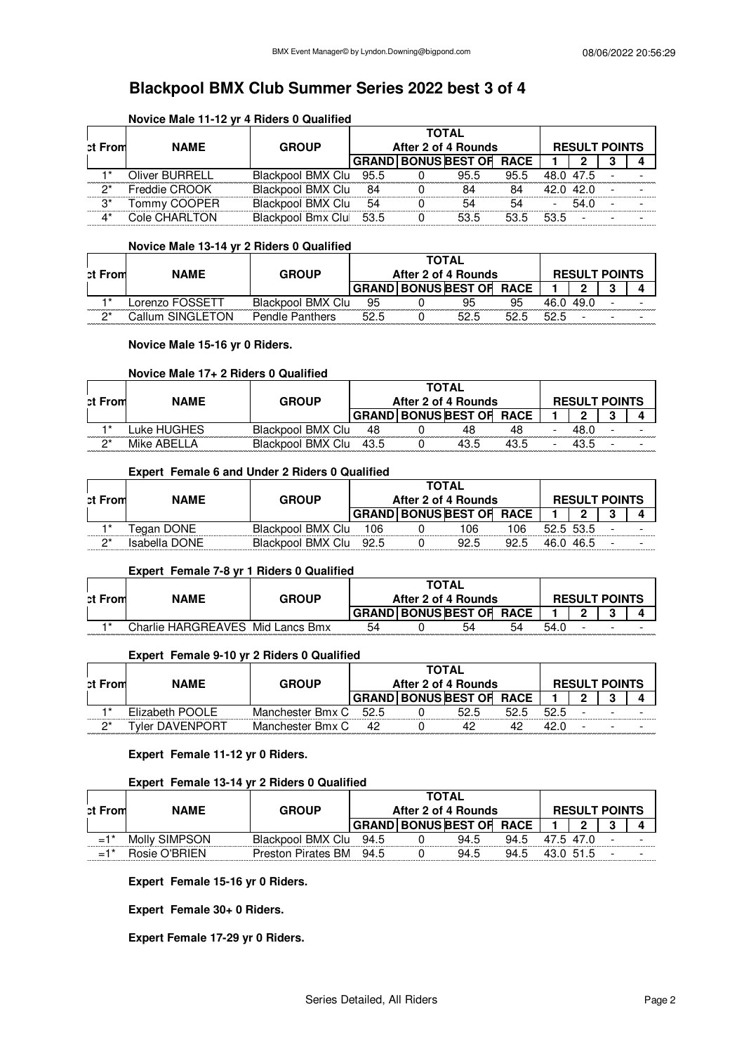# Blackpool BMX Club Summer Series 2022 best 3 of 4

### Novice Male 11-12 yr 4 Riders 0 Qualified

| ct From | NAME | GROUP | TOTAL After 2 of 4 Rounds | | | | RESULT POINTS | | | |
|---|---|---|---|---|---|---|---|---|---|---|
| | | | GRAND | BONUS | BEST OF | RACE | 1 | 2 | 3 | 4 |
| 1* | Oliver BURRELL | Blackpool BMX Clu | 95.5 | 0 | 95.5 | 95.5 | 48.0 | 47.5 | - | - |
| 2* | Freddie CROOK | Blackpool BMX Clu | 84 | 0 | 84 | 84 | 42.0 | 42.0 | - | - |
| 3* | Tommy COOPER | Blackpool BMX Clu | 54 | 0 | 54 | 54 | - | 54.0 | - | - |
| 4* | Cole CHARLTON | Blackpool Bmx Clul | 53.5 | 0 | 53.5 | 53.5 | 53.5 | - | - | - |

### Novice Male 13-14 yr 2 Riders 0 Qualified

| ct From | NAME | GROUP | TOTAL After 2 of 4 Rounds | | | | RESULT POINTS | | | |
|---|---|---|---|---|---|---|---|---|---|---|
| | | | GRAND | BONUS | BEST OF | RACE | 1 | 2 | 3 | 4 |
| 1* | Lorenzo FOSSETT | Blackpool BMX Clu | 95 | 0 | 95 | 95 | 46.0 | 49.0 | - | - |
| 2* | Callum SINGLETON | Pendle Panthers | 52.5 | 0 | 52.5 | 52.5 | 52.5 | - | - | - |

### Novice Male 15-16 yr 0 Riders.

### Novice Male 17+ 2 Riders 0 Qualified

| ct From | NAME | GROUP | TOTAL After 2 of 4 Rounds | | | | RESULT POINTS | | | |
|---|---|---|---|---|---|---|---|---|---|---|
| | | | GRAND | BONUS | BEST OF | RACE | 1 | 2 | 3 | 4 |
| 1* | Luke HUGHES | Blackpool BMX Clu | 48 | 0 | 48 | 48 | - | 48.0 | - | - |
| 2* | Mike ABELLA | Blackpool BMX Clu | 43.5 | 0 | 43.5 | 43.5 | - | 43.5 | - | - |

### Expert Female 6 and Under 2 Riders 0 Qualified

| ct From | NAME | GROUP | TOTAL After 2 of 4 Rounds | | | | RESULT POINTS | | | |
|---|---|---|---|---|---|---|---|---|---|---|
| | | | GRAND | BONUS | BEST OF | RACE | 1 | 2 | 3 | 4 |
| 1* | Tegan DONE | Blackpool BMX Clu | 106 | 0 | 106 | 106 | 52.5 | 53.5 | - | - |
| 2* | Isabella DONE | Blackpool BMX Clu | 92.5 | 0 | 92.5 | 92.5 | 46.0 | 46.5 | - | - |

### Expert Female 7-8 yr 1 Riders 0 Qualified

| ct From | NAME | GROUP | TOTAL After 2 of 4 Rounds | | | | RESULT POINTS | | | |
|---|---|---|---|---|---|---|---|---|---|---|
| | | | GRAND | BONUS | BEST OF | RACE | 1 | 2 | 3 | 4 |
| 1* | Charlie HARGREAVES | Mid Lancs Bmx | 54 | 0 | 54 | 54 | 54.0 | - | - | - |

### Expert Female 9-10 yr 2 Riders 0 Qualified

| ct From | NAME | GROUP | TOTAL After 2 of 4 Rounds | | | | RESULT POINTS | | | |
|---|---|---|---|---|---|---|---|---|---|---|
| | | | GRAND | BONUS | BEST OF | RACE | 1 | 2 | 3 | 4 |
| 1* | Elizabeth POOLE | Manchester Bmx C | 52.5 | 0 | 52.5 | 52.5 | 52.5 | - | - | - |
| 2* | Tyler DAVENPORT | Manchester Bmx C | 42 | 0 | 42 | 42 | 42.0 | - | - | - |

### Expert Female 11-12 yr 0 Riders.

### Expert Female 13-14 yr 2 Riders 0 Qualified

| ct From | NAME | GROUP | TOTAL After 2 of 4 Rounds | | | | RESULT POINTS | | | |
|---|---|---|---|---|---|---|---|---|---|---|
| | | | GRAND | BONUS | BEST OF | RACE | 1 | 2 | 3 | 4 |
| =1* | Molly SIMPSON | Blackpool BMX Clu | 94.5 | 0 | 94.5 | 94.5 | 47.5 | 47.0 | - | - |
| =1* | Rosie O'BRIEN | Preston Pirates BM | 94.5 | 0 | 94.5 | 94.5 | 43.0 | 51.5 | - | - |

### Expert Female 15-16 yr 0 Riders.

### Expert Female 30+ 0 Riders.

### Expert Female 17-29 yr 0 Riders.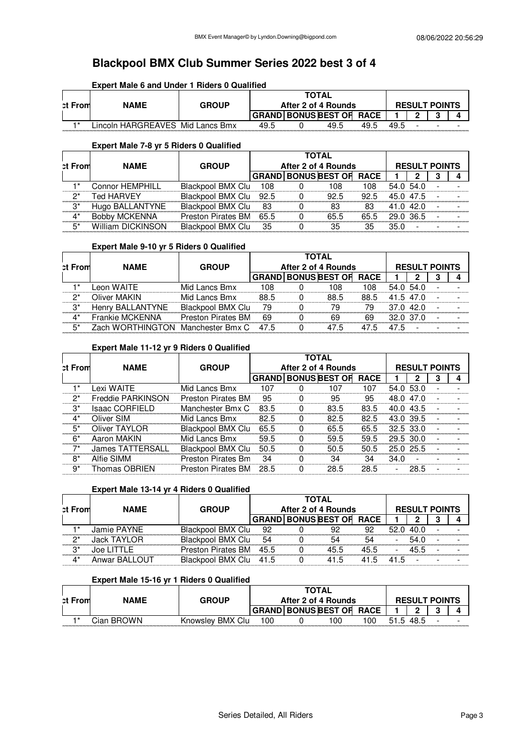# Blackpool BMX Club Summer Series 2022 best 3 of 4

### Expert Male 6 and Under 1 Riders 0 Qualified

| ct From | NAME | GROUP | TOTAL After 2 of 4 Rounds | | | | RESULT POINTS | | | |
|---|---|---|---|---|---|---|---|---|---|---|
| | | | GRAND | BONUS | BEST OF | RACE | 1 | 2 | 3 | 4 |
| 1* | Lincoln HARGREAVES | Mid Lancs Bmx | 49.5 | 0 | 49.5 | 49.5 | 49.5 | - | - | - |

### Expert Male 7-8 yr 5 Riders 0 Qualified

| ct From | NAME | GROUP | TOTAL After 2 of 4 Rounds | | | | RESULT POINTS | | | |
|---|---|---|---|---|---|---|---|---|---|---|
| | | | GRAND | BONUS | BEST OF | RACE | 1 | 2 | 3 | 4 |
| 1* | Connor HEMPHILL | Blackpool BMX Clu | 108 | 0 | 108 | 108 | 54.0 | 54.0 | - | - |
| 2* | Ted HARVEY | Blackpool BMX Clu | 92.5 | 0 | 92.5 | 92.5 | 45.0 | 47.5 | - | - |
| 3* | Hugo BALLANTYNE | Blackpool BMX Clu | 83 | 0 | 83 | 83 | 41.0 | 42.0 | - | - |
| 4* | Bobby MCKENNA | Preston Pirates BM | 65.5 | 0 | 65.5 | 65.5 | 29.0 | 36.5 | - | - |
| 5* | William DICKINSON | Blackpool BMX Clu | 35 | 0 | 35 | 35 | 35.0 | - | - | - |

### Expert Male 9-10 yr 5 Riders 0 Qualified

| ct From | NAME | GROUP | TOTAL After 2 of 4 Rounds | | | | RESULT POINTS | | | |
|---|---|---|---|---|---|---|---|---|---|---|
| | | | GRAND | BONUS | BEST OF | RACE | 1 | 2 | 3 | 4 |
| 1* | Leon WAITE | Mid Lancs Bmx | 108 | 0 | 108 | 108 | 54.0 | 54.0 | - | - |
| 2* | Oliver MAKIN | Mid Lancs Bmx | 88.5 | 0 | 88.5 | 88.5 | 41.5 | 47.0 | - | - |
| 3* | Henry BALLANTYNE | Blackpool BMX Clu | 79 | 0 | 79 | 79 | 37.0 | 42.0 | - | - |
| 4* | Frankie MCKENNA | Preston Pirates BM | 69 | 0 | 69 | 69 | 32.0 | 37.0 | - | - |
| 5* | Zach WORTHINGTON | Manchester Bmx C | 47.5 | 0 | 47.5 | 47.5 | 47.5 | - | - | - |

### Expert Male 11-12 yr 9 Riders 0 Qualified

| ct From | NAME | GROUP | TOTAL After 2 of 4 Rounds | | | | RESULT POINTS | | | |
|---|---|---|---|---|---|---|---|---|---|---|
| | | | GRAND | BONUS | BEST OF | RACE | 1 | 2 | 3 | 4 |
| 1* | Lexi WAITE | Mid Lancs Bmx | 107 | 0 | 107 | 107 | 54.0 | 53.0 | - | - |
| 2* | Freddie PARKINSON | Preston Pirates BM | 95 | 0 | 95 | 95 | 48.0 | 47.0 | - | - |
| 3* | Isaac CORFIELD | Manchester Bmx C | 83.5 | 0 | 83.5 | 83.5 | 40.0 | 43.5 | - | - |
| 4* | Oliver SIM | Mid Lancs Bmx | 82.5 | 0 | 82.5 | 82.5 | 43.0 | 39.5 | - | - |
| 5* | Oliver TAYLOR | Blackpool BMX Clu | 65.5 | 0 | 65.5 | 65.5 | 32.5 | 33.0 | - | - |
| 6* | Aaron MAKIN | Mid Lancs Bmx | 59.5 | 0 | 59.5 | 59.5 | 29.5 | 30.0 | - | - |
| 7* | James TATTERSALL | Blackpool BMX Clu | 50.5 | 0 | 50.5 | 50.5 | 25.0 | 25.5 | - | - |
| 8* | Alfie SIMM | Preston Pirates Bm | 34 | 0 | 34 | 34 | 34.0 | - | - | - |
| 9* | Thomas OBRIEN | Preston Pirates BM | 28.5 | 0 | 28.5 | 28.5 | - | 28.5 | - | - |

### Expert Male 13-14 yr 4 Riders 0 Qualified

| ct From | NAME | GROUP | TOTAL After 2 of 4 Rounds | | | | RESULT POINTS | | | |
|---|---|---|---|---|---|---|---|---|---|---|
| | | | GRAND | BONUS | BEST OF | RACE | 1 | 2 | 3 | 4 |
| 1* | Jamie PAYNE | Blackpool BMX Clu | 92 | 0 | 92 | 92 | 52.0 | 40.0 | - | - |
| 2* | Jack TAYLOR | Blackpool BMX Clu | 54 | 0 | 54 | 54 | - | 54.0 | - | - |
| 3* | Joe LITTLE | Preston Pirates BM | 45.5 | 0 | 45.5 | 45.5 | - | 45.5 | - | - |
| 4* | Anwar BALLOUT | Blackpool BMX Clu | 41.5 | 0 | 41.5 | 41.5 | 41.5 | - | - | - |

### Expert Male 15-16 yr 1 Riders 0 Qualified

| ct From | NAME | GROUP | TOTAL After 2 of 4 Rounds | | | | RESULT POINTS | | | |
|---|---|---|---|---|---|---|---|---|---|---|
| | | | GRAND | BONUS | BEST OF | RACE | 1 | 2 | 3 | 4 |
| 1* | Cian BROWN | Knowsley BMX Clu | 100 | 0 | 100 | 100 | 51.5 | 48.5 | - | - |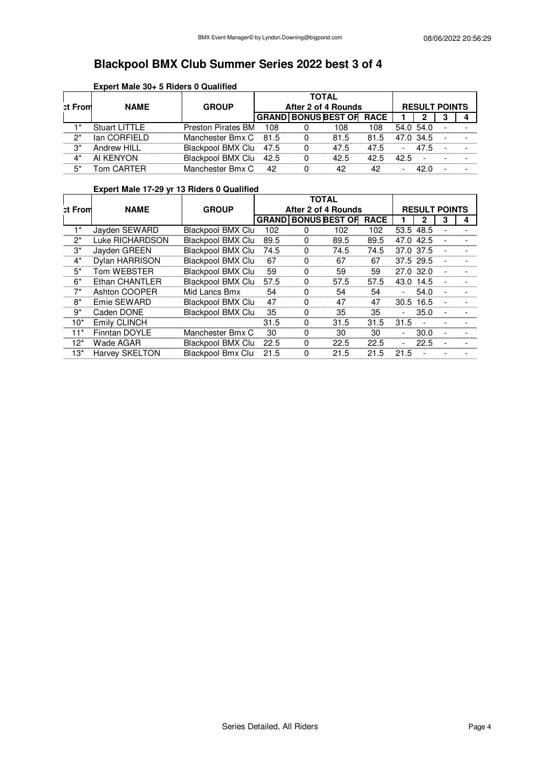# Blackpool BMX Club Summer Series 2022 best 3 of 4

### Expert Male 30+ 5 Riders 0 Qualified

| ct From | NAME | GROUP | TOTAL After 2 of 4 Rounds | | | | RESULT POINTS | | | |
|---|---|---|---|---|---|---|---|---|---|---|
| | | | GRAND | BONUS | BEST OF | RACE | 1 | 2 | 3 | 4 |
| 1* | Stuart LITTLE | Preston Pirates BM | 108 | 0 | 108 | 108 | 54.0 | 54.0 | - | - |
| 2* | Ian CORFIELD | Manchester Bmx C | 81.5 | 0 | 81.5 | 81.5 | 47.0 | 34.5 | - | - |
| 3* | Andrew HILL | Blackpool BMX Clu | 47.5 | 0 | 47.5 | 47.5 | - | 47.5 | - | - |
| 4* | Al KENYON | Blackpool BMX Clu | 42.5 | 0 | 42.5 | 42.5 | 42.5 | - | - | - |
| 5* | Tom CARTER | Manchester Bmx C | 42 | 0 | 42 | 42 | - | 42.0 | - | - |

### Expert Male 17-29 yr 13 Riders 0 Qualified

| ct From | NAME | GROUP | TOTAL After 2 of 4 Rounds | | | | RESULT POINTS | | | |
|---|---|---|---|---|---|---|---|---|---|---|
| | | | GRAND | BONUS | BEST OF | RACE | 1 | 2 | 3 | 4 |
| 1* | Jayden SEWARD | Blackpool BMX Clu | 102 | 0 | 102 | 102 | 53.5 | 48.5 | - | - |
| 2* | Luke RICHARDSON | Blackpool BMX Clu | 89.5 | 0 | 89.5 | 89.5 | 47.0 | 42.5 | - | - |
| 3* | Jayden GREEN | Blackpool BMX Clu | 74.5 | 0 | 74.5 | 74.5 | 37.0 | 37.5 | - | - |
| 4* | Dylan HARRISON | Blackpool BMX Clu | 67 | 0 | 67 | 67 | 37.5 | 29.5 | - | - |
| 5* | Tom WEBSTER | Blackpool BMX Clu | 59 | 0 | 59 | 59 | 27.0 | 32.0 | - | - |
| 6* | Ethan CHANTLER | Blackpool BMX Clu | 57.5 | 0 | 57.5 | 57.5 | 43.0 | 14.5 | - | - |
| 7* | Ashton COOPER | Mid Lancs Bmx | 54 | 0 | 54 | 54 | - | 54.0 | - | - |
| 8* | Emie SEWARD | Blackpool BMX Clu | 47 | 0 | 47 | 47 | 30.5 | 16.5 | - | - |
| 9* | Caden DONE | Blackpool BMX Clu | 35 | 0 | 35 | 35 | - | 35.0 | - | - |
| 10* | Emily CLINCH | | 31.5 | 0 | 31.5 | 31.5 | 31.5 | - | - | - |
| 11* | Finntan DOYLE | Manchester Bmx C | 30 | 0 | 30 | 30 | - | 30.0 | - | - |
| 12* | Wade AGAR | Blackpool BMX Clu | 22.5 | 0 | 22.5 | 22.5 | - | 22.5 | - | - |
| 13* | Harvey SKELTON | Blackpool Bmx Clul | 21.5 | 0 | 21.5 | 21.5 | 21.5 | - | - | - |